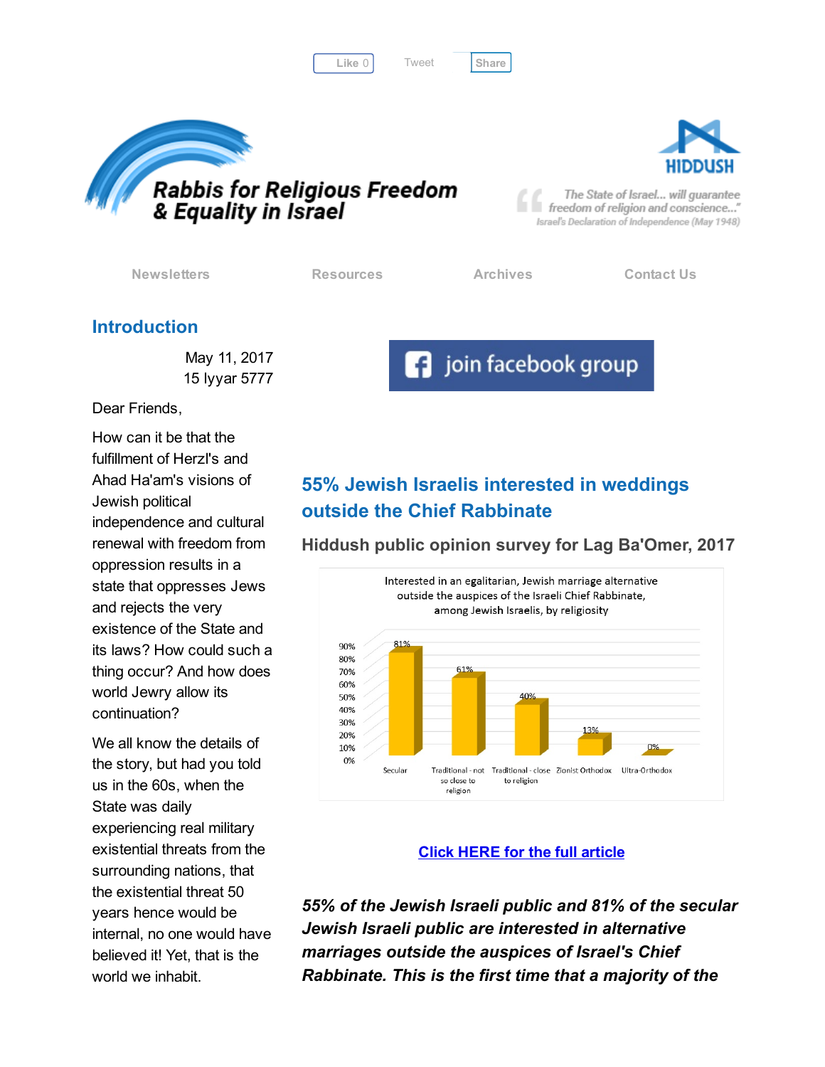Like 0 Tweet Share

# Rabbis for Religious Freedom & Equality in Israel

HIDDUSH

"The State of Israel... will guarantee freedom of religion and conscience..." Israel's Declaration of Independence (May 1948)

Newsletters Resources Archives Contact Us

## Introduction

May 11, 2017
15 Iyyar 5777

Dear Friends,

How can it be that the fulfillment of Herzl's and Ahad Ha'am's visions of Jewish political independence and cultural renewal with freedom from oppression results in a state that oppresses Jews and rejects the very existence of the State and its laws? How could such a thing occur? And how does world Jewry allow its continuation?

We all know the details of the story, but had you told us in the 60s, when the State was daily experiencing real military existential threats from the surrounding nations, that the existential threat 50 years hence would be internal, no one would have believed it! Yet, that is the world we inhabit.

join facebook group

## 55% Jewish Israelis interested in weddings outside the Chief Rabbinate

### Hiddush public opinion survey for Lag Ba'Omer, 2017

Interested in an egalitarian, Jewish marriage alternative outside the auspices of the Israeli Chief Rabbinate, among Jewish Israelis, by religiosity

| Religiosity | % |
|---|---|
| Secular | 81% |
| Traditional - not so close to religion | 61% |
| Traditional - close to religion | 40% |
| Zionist Orthodox | 13% |
| Ultra-Orthodox | 0% |

**Click HERE for the full article**

***55% of the Jewish Israeli public and 81% of the secular Jewish Israeli public are interested in alternative marriages outside the auspices of Israel's Chief Rabbinate. This is the first time that a majority of the***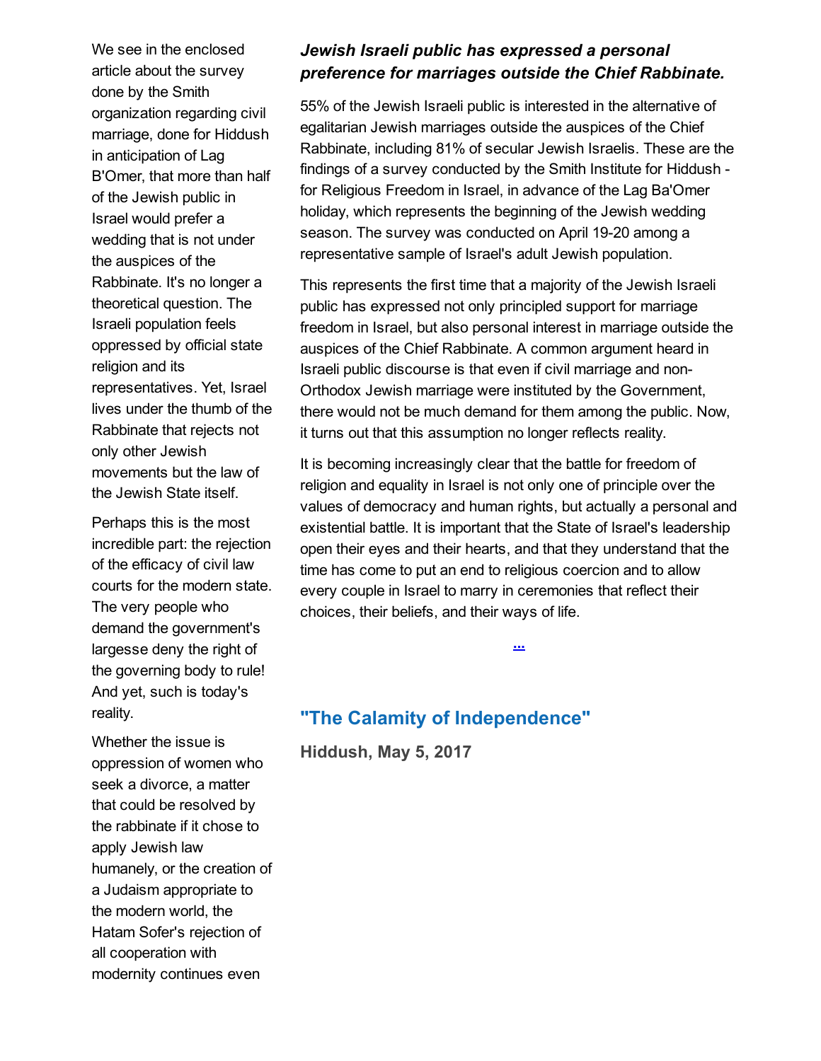We see in the enclosed article about the survey done by the Smith organization regarding civil marriage, done for Hiddush in anticipation of Lag B'Omer, that more than half of the Jewish public in Israel would prefer a wedding that is not under the auspices of the Rabbinate. It's no longer a theoretical question. The Israeli population feels oppressed by official state religion and its representatives. Yet, Israel lives under the thumb of the Rabbinate that rejects not only other Jewish movements but the law of the Jewish State itself.

Perhaps this is the most incredible part: the rejection of the efficacy of civil law courts for the modern state. The very people who demand the government's largesse deny the right of the governing body to rule! And yet, such is today's reality.

Whether the issue is oppression of women who seek a divorce, a matter that could be resolved by the rabbinate if it chose to apply Jewish law humanely, or the creation of a Judaism appropriate to the modern world, the Hatam Sofer's rejection of all cooperation with modernity continues even

### *Jewish Israeli public has expressed a personal preference for marriages outside the Chief Rabbinate.*

55% of the Jewish Israeli public is interested in the alternative of egalitarian Jewish marriages outside the auspices of the Chief Rabbinate, including 81% of secular Jewish Israelis. These are the findings of a survey conducted by the Smith Institute for Hiddush - for Religious Freedom in Israel, in advance of the Lag Ba'Omer holiday, which represents the beginning of the Jewish wedding season. The survey was conducted on April 19-20 among a representative sample of Israel's adult Jewish population.

This represents the first time that a majority of the Jewish Israeli public has expressed not only principled support for marriage freedom in Israel, but also personal interest in marriage outside the auspices of the Chief Rabbinate. A common argument heard in Israeli public discourse is that even if civil marriage and non-Orthodox Jewish marriage were instituted by the Government, there would not be much demand for them among the public. Now, it turns out that this assumption no longer reflects reality.

It is becoming increasingly clear that the battle for freedom of religion and equality in Israel is not only one of principle over the values of democracy and human rights, but actually a personal and existential battle. It is important that the State of Israel's leadership open their eyes and their hearts, and that they understand that the time has come to put an end to religious coercion and to allow every couple in Israel to marry in ceremonies that reflect their choices, their beliefs, and their ways of life.

...

## "The Calamity of Independence"

**Hiddush, May 5, 2017**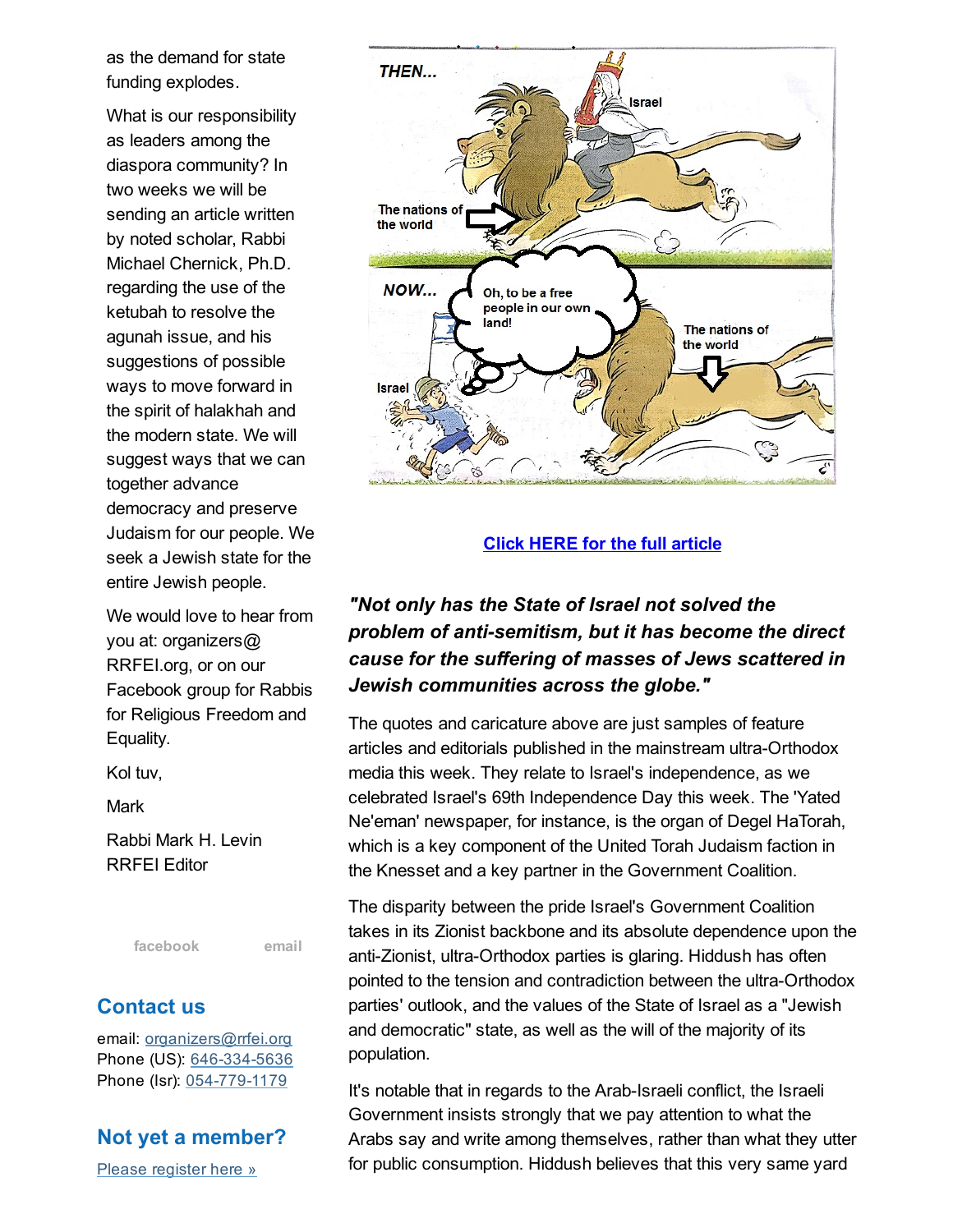as the demand for state funding explodes.

What is our responsibility as leaders among the diaspora community? In two weeks we will be sending an article written by noted scholar, Rabbi Michael Chernick, Ph.D. regarding the use of the ketubah to resolve the agunah issue, and his suggestions of possible ways to move forward in the spirit of halakhah and the modern state. We will suggest ways that we can together advance democracy and preserve Judaism for our people. We seek a Jewish state for the entire Jewish people.

We would love to hear from you at: organizers@ RRFEI.org, or on our Facebook group for Rabbis for Religious Freedom and Equality.

Kol tuv,

Mark

Rabbi Mark H. Levin
RRFEI Editor

facebook email

## Contact us

email: organizers@rrfei.org
Phone (US): 646-334-5636
Phone (Isr): 054-779-1179

## Not yet a member?

Please register here »

[Click HERE for the full article]

***"Not only has the State of Israel not solved the problem of anti-semitism, but it has become the direct cause for the suffering of masses of Jews scattered in Jewish communities across the globe."***

The quotes and caricature above are just samples of feature articles and editorials published in the mainstream ultra-Orthodox media this week. They relate to Israel's independence, as we celebrated Israel's 69th Independence Day this week. The 'Yated Ne'eman' newspaper, for instance, is the organ of Degel HaTorah, which is a key component of the United Torah Judaism faction in the Knesset and a key partner in the Government Coalition.

The disparity between the pride Israel's Government Coalition takes in its Zionist backbone and its absolute dependence upon the anti-Zionist, ultra-Orthodox parties is glaring. Hiddush has often pointed to the tension and contradiction between the ultra-Orthodox parties' outlook, and the values of the State of Israel as a "Jewish and democratic" state, as well as the will of the majority of its population.

It's notable that in regards to the Arab-Israeli conflict, the Israeli Government insists strongly that we pay attention to what the Arabs say and write among themselves, rather than what they utter for public consumption. Hiddush believes that this very same yard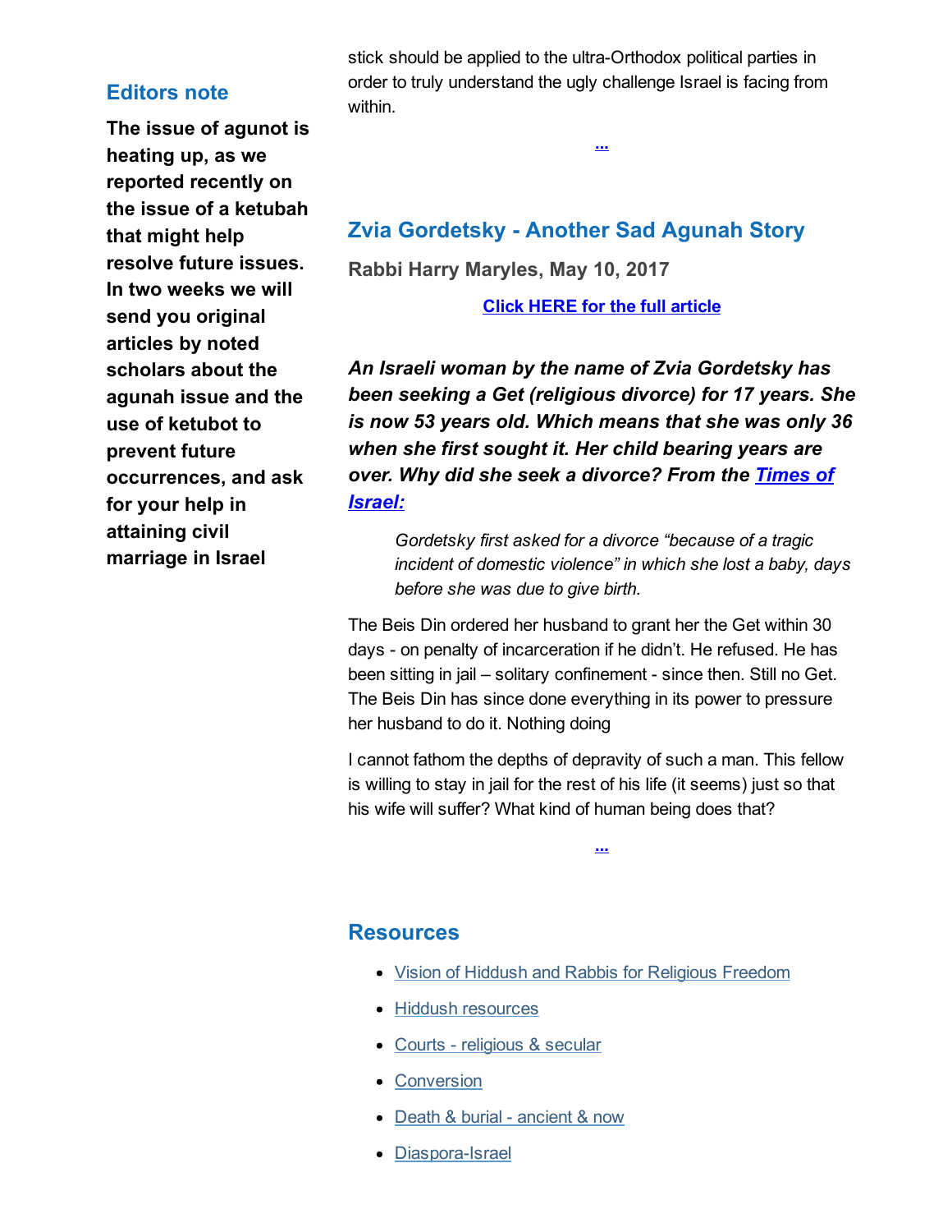## Editors note

**The issue of agunot is heating up, as we reported recently on the issue of a ketubah that might help resolve future issues. In two weeks we will send you original articles by noted scholars about the agunah issue and the use of ketubot to prevent future occurrences, and ask for your help in attaining civil marriage in Israel**

stick should be applied to the ultra-Orthodox political parties in order to truly understand the ugly challenge Israel is facing from within.

[...]

## Zvia Gordetsky - Another Sad Agunah Story

**Rabbi Harry Maryles, May 10, 2017**

[Click HERE for the full article]

***An Israeli woman by the name of Zvia Gordetsky has been seeking a Get (religious divorce) for 17 years. She is now 53 years old. Which means that she was only 36 when she first sought it. Her child bearing years are over. Why did she seek a divorce? From the [Times of Israel:]***

> *Gordetsky first asked for a divorce "because of a tragic incident of domestic violence" in which she lost a baby, days before she was due to give birth.*

The Beis Din ordered her husband to grant her the Get within 30 days - on penalty of incarceration if he didn't. He refused. He has been sitting in jail – solitary confinement - since then. Still no Get. The Beis Din has since done everything in its power to pressure her husband to do it. Nothing doing

I cannot fathom the depths of depravity of such a man. This fellow is willing to stay in jail for the rest of his life (it seems) just so that his wife will suffer? What kind of human being does that?

[...]

## Resources

- [Vision of Hiddush and Rabbis for Religious Freedom]
- [Hiddush resources]
- [Courts - religious & secular]
- [Conversion]
- [Death & burial - ancient & now]
- [Diaspora-Israel]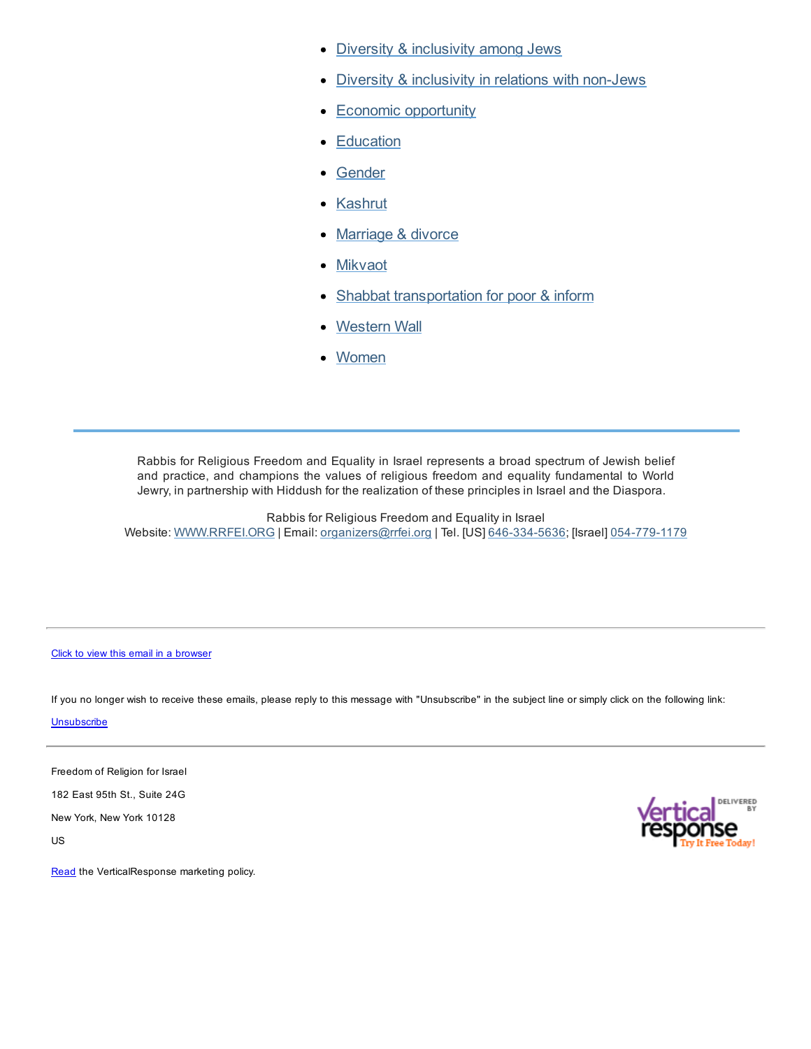- Diversity & inclusivity among Jews
- Diversity & inclusivity in relations with non-Jews
- Economic opportunity
- Education
- Gender
- Kashrut
- Marriage & divorce
- Mikvaot
- Shabbat transportation for poor & inform
- Western Wall
- Women

---

Rabbis for Religious Freedom and Equality in Israel represents a broad spectrum of Jewish belief and practice, and champions the values of religious freedom and equality fundamental to World Jewry, in partnership with Hiddush for the realization of these principles in Israel and the Diaspora.

Rabbis for Religious Freedom and Equality in Israel
Website: WWW.RRFEI.ORG | Email: organizers@rrfei.org | Tel. [US] 646-334-5636; [Israel] 054-779-1179

---

Click to view this email in a browser

If you no longer wish to receive these emails, please reply to this message with "Unsubscribe" in the subject line or simply click on the following link:

Unsubscribe

---

Freedom of Religion for Israel

182 East 95th St., Suite 24G

New York, New York 10128

US

Read the VerticalResponse marketing policy.